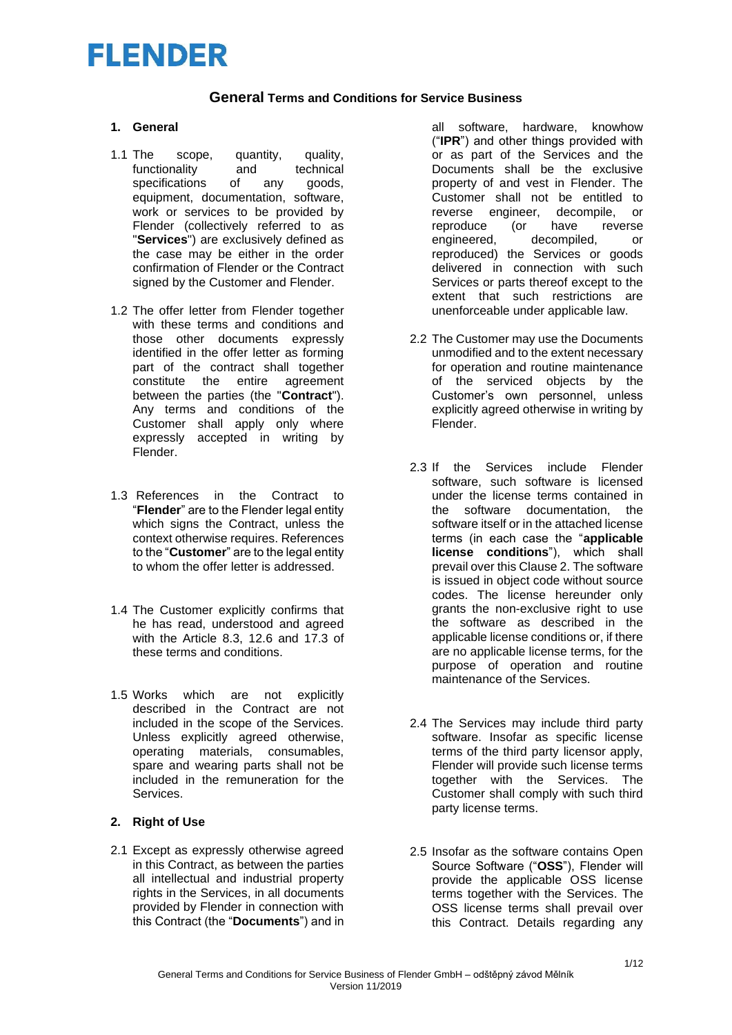# FLENDER

## General Terms and Conditions for Service Business

### 1. General

1.1 The scope, quantity, quality, functionality and technical specifications of any goods, equipment, documentation, software, work or services to be provided by Flender (collectively referred to as "**Services**") are exclusively defined as the case may be either in the order confirmation of Flender or the Contract signed by the Customer and Flender.

1.2 The offer letter from Flender together with these terms and conditions and those other documents expressly identified in the offer letter as forming part of the contract shall together constitute the entire agreement between the parties (the "**Contract**"). Any terms and conditions of the Customer shall apply only where expressly accepted in writing by Flender.

1.3 References in the Contract to "**Flender**" are to the Flender legal entity which signs the Contract, unless the context otherwise requires. References to the "**Customer**" are to the legal entity to whom the offer letter is addressed.

1.4 The Customer explicitly confirms that he has read, understood and agreed with the Article 8.3, 12.6 and 17.3 of these terms and conditions.

1.5 Works which are not explicitly described in the Contract are not included in the scope of the Services. Unless explicitly agreed otherwise, operating materials, consumables, spare and wearing parts shall not be included in the remuneration for the Services.

### 2. Right of Use

2.1 Except as expressly otherwise agreed in this Contract, as between the parties all intellectual and industrial property rights in the Services, in all documents provided by Flender in connection with this Contract (the "**Documents**") and in all software, hardware, knowhow ("**IPR**") and other things provided with or as part of the Services and the Documents shall be the exclusive property of and vest in Flender. The Customer shall not be entitled to reverse engineer, decompile, or reproduce (or have reverse engineered, decompiled, or reproduced) the Services or goods delivered in connection with such Services or parts thereof except to the extent that such restrictions are unenforceable under applicable law.

2.2 The Customer may use the Documents unmodified and to the extent necessary for operation and routine maintenance of the serviced objects by the Customer's own personnel, unless explicitly agreed otherwise in writing by Flender.

2.3 If the Services include Flender software, such software is licensed under the license terms contained in the software documentation, the software itself or in the attached license terms (in each case the "**applicable license conditions**"), which shall prevail over this Clause 2. The software is issued in object code without source codes. The license hereunder only grants the non-exclusive right to use the software as described in the applicable license conditions or, if there are no applicable license terms, for the purpose of operation and routine maintenance of the Services.

2.4 The Services may include third party software. Insofar as specific license terms of the third party licensor apply, Flender will provide such license terms together with the Services. The Customer shall comply with such third party license terms.

2.5 Insofar as the software contains Open Source Software ("**OSS**"), Flender will provide the applicable OSS license terms together with the Services. The OSS license terms shall prevail over this Contract. Details regarding any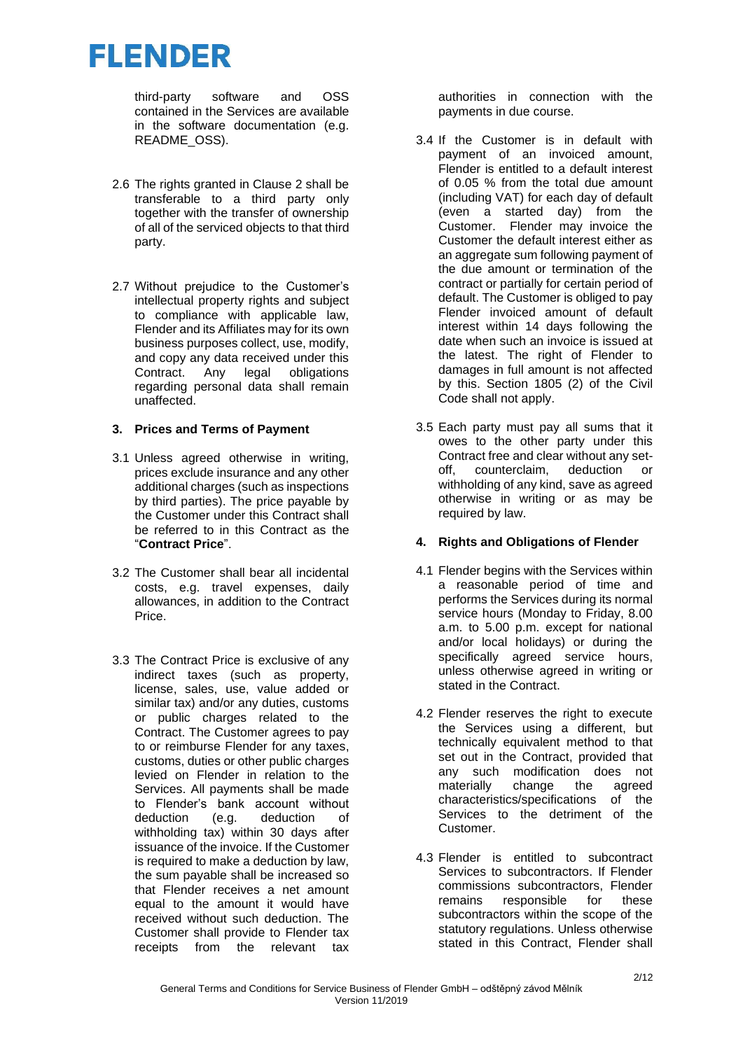third-party software and OSS contained in the Services are available in the software documentation (e.g. README_OSS).

2.6 The rights granted in Clause 2 shall be transferable to a third party only together with the transfer of ownership of all of the serviced objects to that third party.

2.7 Without prejudice to the Customer's intellectual property rights and subject to compliance with applicable law, Flender and its Affiliates may for its own business purposes collect, use, modify, and copy any data received under this Contract. Any legal obligations regarding personal data shall remain unaffected.

### 3. Prices and Terms of Payment

3.1 Unless agreed otherwise in writing, prices exclude insurance and any other additional charges (such as inspections by third parties). The price payable by the Customer under this Contract shall be referred to in this Contract as the "**Contract Price**".

3.2 The Customer shall bear all incidental costs, e.g. travel expenses, daily allowances, in addition to the Contract Price.

3.3 The Contract Price is exclusive of any indirect taxes (such as property, license, sales, use, value added or similar tax) and/or any duties, customs or public charges related to the Contract. The Customer agrees to pay to or reimburse Flender for any taxes, customs, duties or other public charges levied on Flender in relation to the Services. All payments shall be made to Flender's bank account without deduction (e.g. deduction of withholding tax) within 30 days after issuance of the invoice. If the Customer is required to make a deduction by law, the sum payable shall be increased so that Flender receives a net amount equal to the amount it would have received without such deduction. The Customer shall provide to Flender tax receipts from the relevant tax authorities in connection with the payments in due course.

3.4 If the Customer is in default with payment of an invoiced amount, Flender is entitled to a default interest of 0.05 % from the total due amount (including VAT) for each day of default (even a started day) from the Customer. Flender may invoice the Customer the default interest either as an aggregate sum following payment of the due amount or termination of the contract or partially for certain period of default. The Customer is obliged to pay Flender invoiced amount of default interest within 14 days following the date when such an invoice is issued at the latest. The right of Flender to damages in full amount is not affected by this. Section 1805 (2) of the Civil Code shall not apply.

3.5 Each party must pay all sums that it owes to the other party under this Contract free and clear without any set-off, counterclaim, deduction or withholding of any kind, save as agreed otherwise in writing or as may be required by law.

### 4. Rights and Obligations of Flender

4.1 Flender begins with the Services within a reasonable period of time and performs the Services during its normal service hours (Monday to Friday, 8.00 a.m. to 5.00 p.m. except for national and/or local holidays) or during the specifically agreed service hours, unless otherwise agreed in writing or stated in the Contract.

4.2 Flender reserves the right to execute the Services using a different, but technically equivalent method to that set out in the Contract, provided that any such modification does not materially change the agreed characteristics/specifications of the Services to the detriment of the Customer.

4.3 Flender is entitled to subcontract Services to subcontractors. If Flender commissions subcontractors, Flender remains responsible for these subcontractors within the scope of the statutory regulations. Unless otherwise stated in this Contract, Flender shall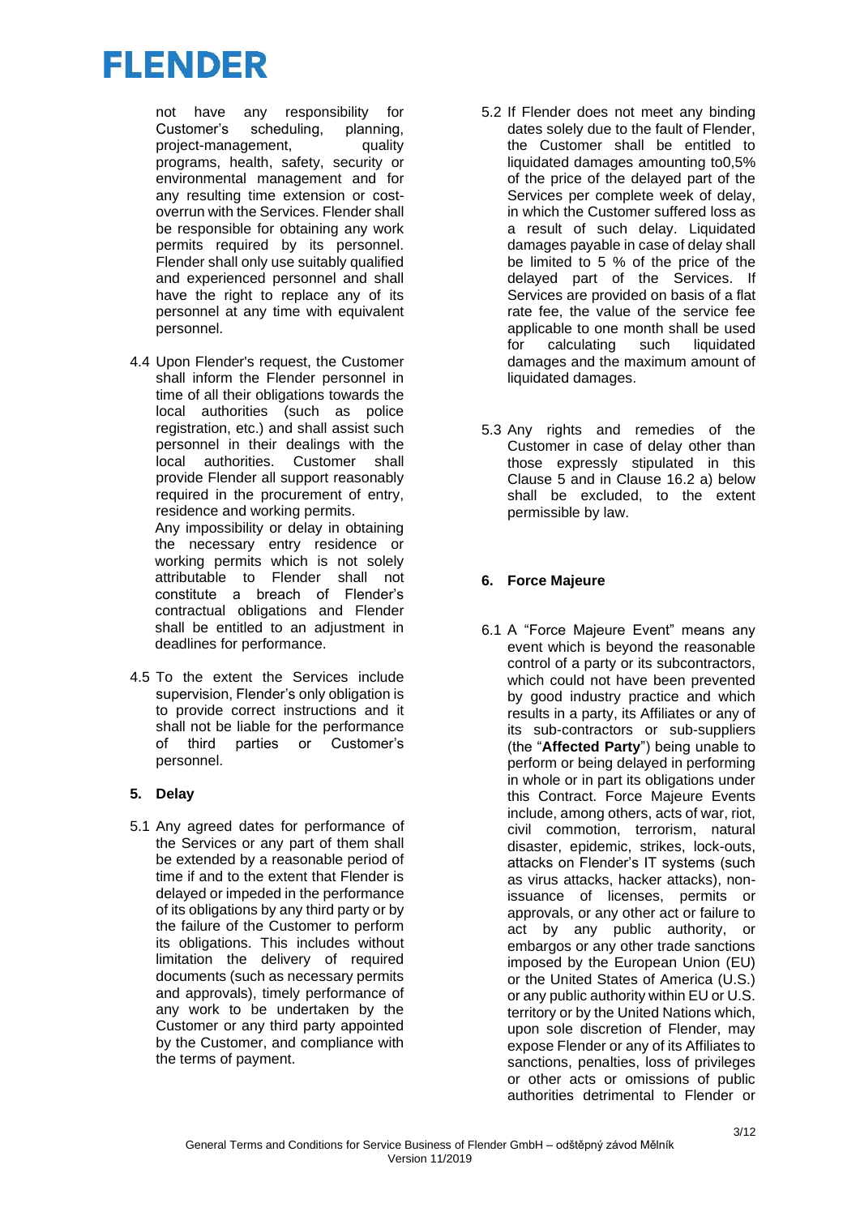not have any responsibility for Customer's scheduling, planning, project-management, quality programs, health, safety, security or environmental management and for any resulting time extension or cost-overrun with the Services. Flender shall be responsible for obtaining any work permits required by its personnel. Flender shall only use suitably qualified and experienced personnel and shall have the right to replace any of its personnel at any time with equivalent personnel.

4.4 Upon Flender's request, the Customer shall inform the Flender personnel in time of all their obligations towards the local authorities (such as police registration, etc.) and shall assist such personnel in their dealings with the local authorities. Customer shall provide Flender all support reasonably required in the procurement of entry, residence and working permits.
Any impossibility or delay in obtaining the necessary entry residence or working permits which is not solely attributable to Flender shall not constitute a breach of Flender's contractual obligations and Flender shall be entitled to an adjustment in deadlines for performance.

4.5 To the extent the Services include supervision, Flender's only obligation is to provide correct instructions and it shall not be liable for the performance of third parties or Customer's personnel.

**5. Delay**

5.1 Any agreed dates for performance of the Services or any part of them shall be extended by a reasonable period of time if and to the extent that Flender is delayed or impeded in the performance of its obligations by any third party or by the failure of the Customer to perform its obligations. This includes without limitation the delivery of required documents (such as necessary permits and approvals), timely performance of any work to be undertaken by the Customer or any third party appointed by the Customer, and compliance with the terms of payment.

5.2 If Flender does not meet any binding dates solely due to the fault of Flender, the Customer shall be entitled to liquidated damages amounting to0,5% of the price of the delayed part of the Services per complete week of delay, in which the Customer suffered loss as a result of such delay. Liquidated damages payable in case of delay shall be limited to 5 % of the price of the delayed part of the Services. If Services are provided on basis of a flat rate fee, the value of the service fee applicable to one month shall be used for calculating such liquidated damages and the maximum amount of liquidated damages.

5.3 Any rights and remedies of the Customer in case of delay other than those expressly stipulated in this Clause 5 and in Clause 16.2 a) below shall be excluded, to the extent permissible by law.

**6. Force Majeure**

6.1 A "Force Majeure Event" means any event which is beyond the reasonable control of a party or its subcontractors, which could not have been prevented by good industry practice and which results in a party, its Affiliates or any of its sub-contractors or sub-suppliers (the "**Affected Party**") being unable to perform or being delayed in performing in whole or in part its obligations under this Contract. Force Majeure Events include, among others, acts of war, riot, civil commotion, terrorism, natural disaster, epidemic, strikes, lock-outs, attacks on Flender's IT systems (such as virus attacks, hacker attacks), non-issuance of licenses, permits or approvals, or any other act or failure to act by any public authority, or embargos or any other trade sanctions imposed by the European Union (EU) or the United States of America (U.S.) or any public authority within EU or U.S. territory or by the United Nations which, upon sole discretion of Flender, may expose Flender or any of its Affiliates to sanctions, penalties, loss of privileges or other acts or omissions of public authorities detrimental to Flender or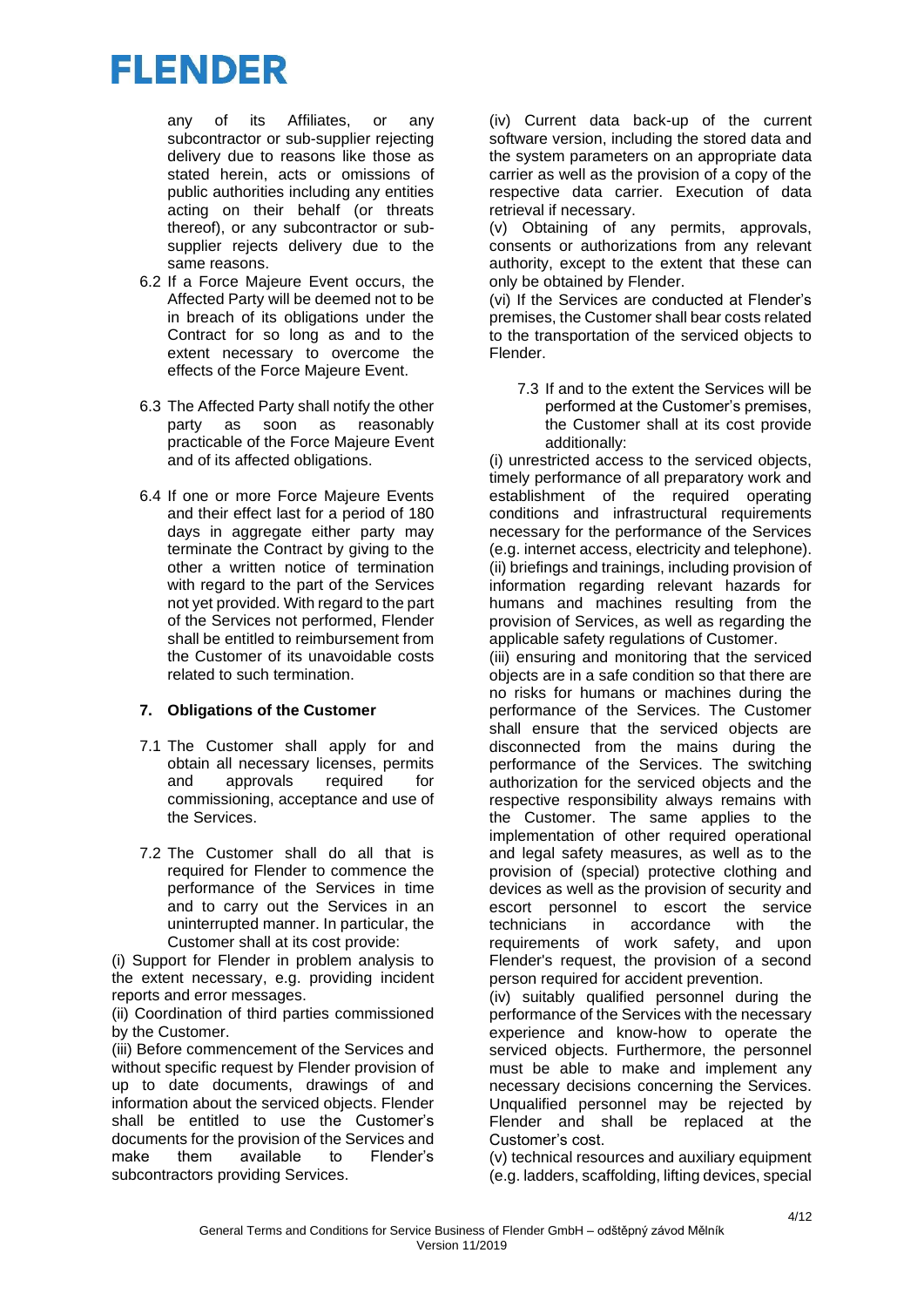any of its Affiliates, or any subcontractor or sub-supplier rejecting delivery due to reasons like those as stated herein, acts or omissions of public authorities including any entities acting on their behalf (or threats thereof), or any subcontractor or sub-supplier rejects delivery due to the same reasons.

6.2 If a Force Majeure Event occurs, the Affected Party will be deemed not to be in breach of its obligations under the Contract for so long as and to the extent necessary to overcome the effects of the Force Majeure Event.

6.3 The Affected Party shall notify the other party as soon as reasonably practicable of the Force Majeure Event and of its affected obligations.

6.4 If one or more Force Majeure Events and their effect last for a period of 180 days in aggregate either party may terminate the Contract by giving to the other a written notice of termination with regard to the part of the Services not yet provided. With regard to the part of the Services not performed, Flender shall be entitled to reimbursement from the Customer of its unavoidable costs related to such termination.

### 7. Obligations of the Customer

7.1 The Customer shall apply for and obtain all necessary licenses, permits and approvals required for commissioning, acceptance and use of the Services.

7.2 The Customer shall do all that is required for Flender to commence the performance of the Services in time and to carry out the Services in an uninterrupted manner. In particular, the Customer shall at its cost provide:

(i) Support for Flender in problem analysis to the extent necessary, e.g. providing incident reports and error messages.

(ii) Coordination of third parties commissioned by the Customer.

(iii) Before commencement of the Services and without specific request by Flender provision of up to date documents, drawings of and information about the serviced objects. Flender shall be entitled to use the Customer's documents for the provision of the Services and make them available to Flender's subcontractors providing Services.

(iv) Current data back-up of the current software version, including the stored data and the system parameters on an appropriate data carrier as well as the provision of a copy of the respective data carrier. Execution of data retrieval if necessary.

(v) Obtaining of any permits, approvals, consents or authorizations from any relevant authority, except to the extent that these can only be obtained by Flender.

(vi) If the Services are conducted at Flender's premises, the Customer shall bear costs related to the transportation of the serviced objects to Flender.

7.3 If and to the extent the Services will be performed at the Customer's premises, the Customer shall at its cost provide additionally:

(i) unrestricted access to the serviced objects, timely performance of all preparatory work and establishment of the required operating conditions and infrastructural requirements necessary for the performance of the Services (e.g. internet access, electricity and telephone).

(ii) briefings and trainings, including provision of information regarding relevant hazards for humans and machines resulting from the provision of Services, as well as regarding the applicable safety regulations of Customer.

(iii) ensuring and monitoring that the serviced objects are in a safe condition so that there are no risks for humans or machines during the performance of the Services. The Customer shall ensure that the serviced objects are disconnected from the mains during the performance of the Services. The switching authorization for the serviced objects and the respective responsibility always remains with the Customer. The same applies to the implementation of other required operational and legal safety measures, as well as to the provision of (special) protective clothing and devices as well as the provision of security and escort personnel to escort the service technicians in accordance with the requirements of work safety, and upon Flender's request, the provision of a second person required for accident prevention.

(iv) suitably qualified personnel during the performance of the Services with the necessary experience and know-how to operate the serviced objects. Furthermore, the personnel must be able to make and implement any necessary decisions concerning the Services. Unqualified personnel may be rejected by Flender and shall be replaced at the Customer's cost.

(v) technical resources and auxiliary equipment (e.g. ladders, scaffolding, lifting devices, special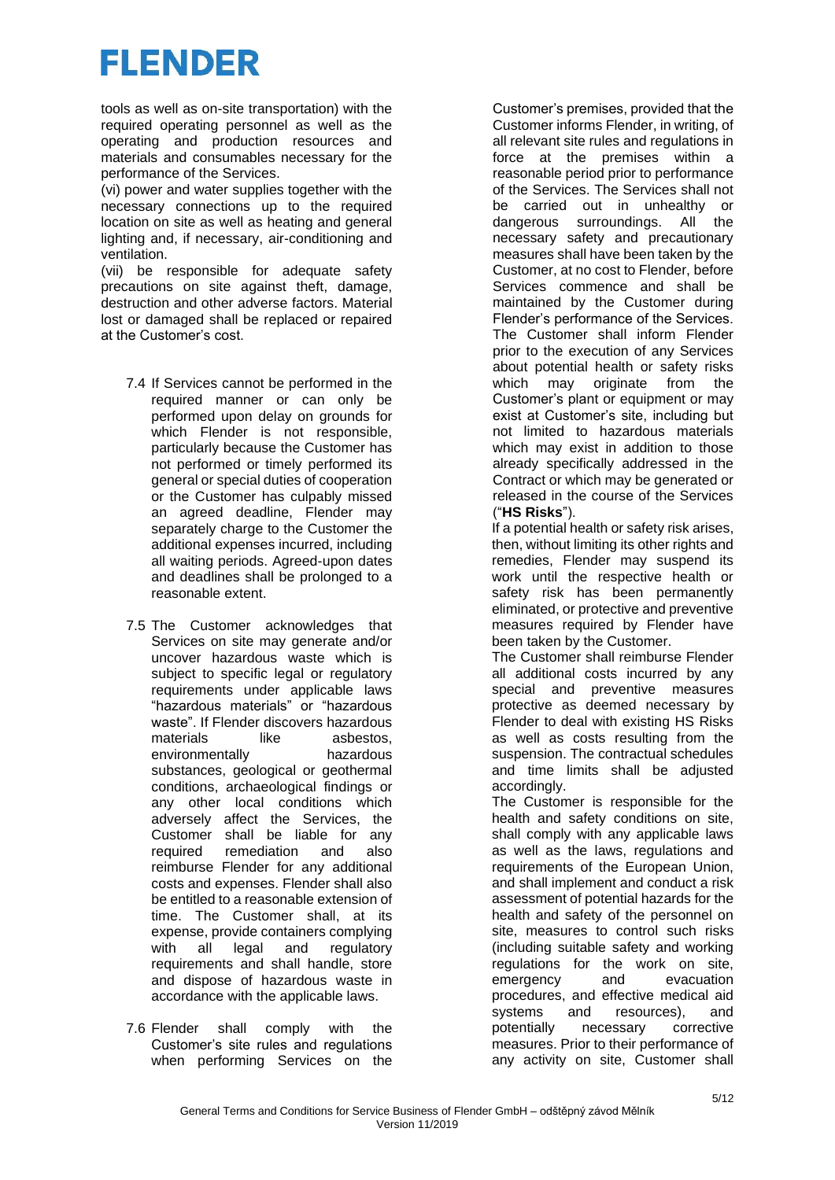tools as well as on-site transportation) with the required operating personnel as well as the operating and production resources and materials and consumables necessary for the performance of the Services.

(vi) power and water supplies together with the necessary connections up to the required location on site as well as heating and general lighting and, if necessary, air-conditioning and ventilation.

(vii) be responsible for adequate safety precautions on site against theft, damage, destruction and other adverse factors. Material lost or damaged shall be replaced or repaired at the Customer's cost.

7.4 If Services cannot be performed in the required manner or can only be performed upon delay on grounds for which Flender is not responsible, particularly because the Customer has not performed or timely performed its general or special duties of cooperation or the Customer has culpably missed an agreed deadline, Flender may separately charge to the Customer the additional expenses incurred, including all waiting periods. Agreed-upon dates and deadlines shall be prolonged to a reasonable extent.

7.5 The Customer acknowledges that Services on site may generate and/or uncover hazardous waste which is subject to specific legal or regulatory requirements under applicable laws "hazardous materials" or "hazardous waste". If Flender discovers hazardous materials like asbestos, environmentally hazardous substances, geological or geothermal conditions, archaeological findings or any other local conditions which adversely affect the Services, the Customer shall be liable for any required remediation and also reimburse Flender for any additional costs and expenses. Flender shall also be entitled to a reasonable extension of time. The Customer shall, at its expense, provide containers complying with all legal and regulatory requirements and shall handle, store and dispose of hazardous waste in accordance with the applicable laws.

7.6 Flender shall comply with the Customer's site rules and regulations when performing Services on the Customer's premises, provided that the Customer informs Flender, in writing, of all relevant site rules and regulations in force at the premises within a reasonable period prior to performance of the Services. The Services shall not be carried out in unhealthy or dangerous surroundings. All the necessary safety and precautionary measures shall have been taken by the Customer, at no cost to Flender, before Services commence and shall be maintained by the Customer during Flender's performance of the Services. The Customer shall inform Flender prior to the execution of any Services about potential health or safety risks which may originate from the Customer's plant or equipment or may exist at Customer's site, including but not limited to hazardous materials which may exist in addition to those already specifically addressed in the Contract or which may be generated or released in the course of the Services ("**HS Risks**").

If a potential health or safety risk arises, then, without limiting its other rights and remedies, Flender may suspend its work until the respective health or safety risk has been permanently eliminated, or protective and preventive measures required by Flender have been taken by the Customer.

The Customer shall reimburse Flender all additional costs incurred by any special and preventive measures protective as deemed necessary by Flender to deal with existing HS Risks as well as costs resulting from the suspension. The contractual schedules and time limits shall be adjusted accordingly.

The Customer is responsible for the health and safety conditions on site, shall comply with any applicable laws as well as the laws, regulations and requirements of the European Union, and shall implement and conduct a risk assessment of potential hazards for the health and safety of the personnel on site, measures to control such risks (including suitable safety and working regulations for the work on site, emergency and evacuation procedures, and effective medical aid systems and resources), and potentially necessary corrective measures. Prior to their performance of any activity on site, Customer shall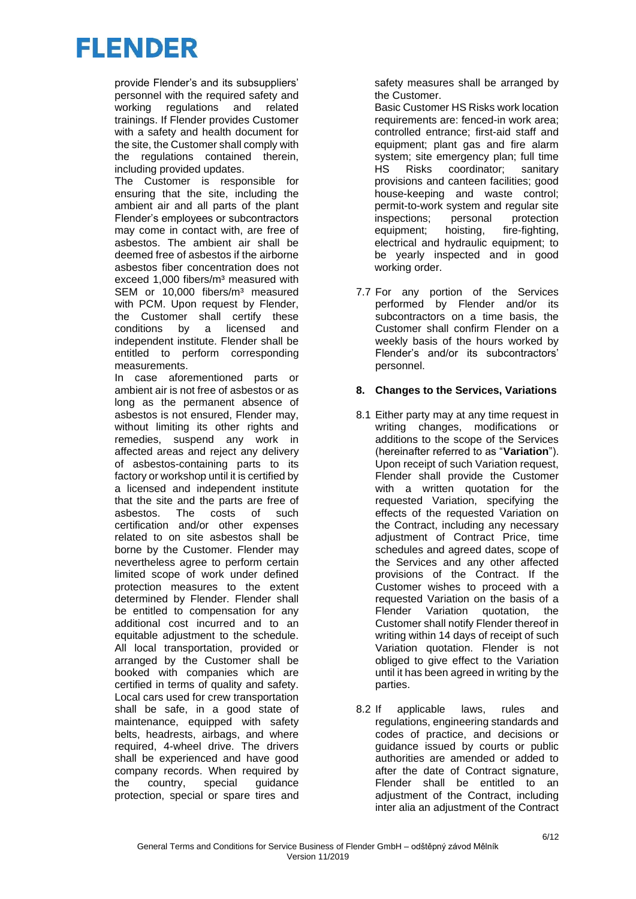provide Flender's and its subsuppliers' personnel with the required safety and working regulations and related trainings. If Flender provides Customer with a safety and health document for the site, the Customer shall comply with the regulations contained therein, including provided updates.

The Customer is responsible for ensuring that the site, including the ambient air and all parts of the plant Flender's employees or subcontractors may come in contact with, are free of asbestos. The ambient air shall be deemed free of asbestos if the airborne asbestos fiber concentration does not exceed 1,000 fibers/m³ measured with SEM or 10,000 fibers/m³ measured with PCM. Upon request by Flender, the Customer shall certify these conditions by a licensed and independent institute. Flender shall be entitled to perform corresponding measurements.

In case aforementioned parts or ambient air is not free of asbestos or as long as the permanent absence of asbestos is not ensured, Flender may, without limiting its other rights and remedies, suspend any work in affected areas and reject any delivery of asbestos-containing parts to its factory or workshop until it is certified by a licensed and independent institute that the site and the parts are free of asbestos. The costs of such certification and/or other expenses related to on site asbestos shall be borne by the Customer. Flender may nevertheless agree to perform certain limited scope of work under defined protection measures to the extent determined by Flender. Flender shall be entitled to compensation for any additional cost incurred and to an equitable adjustment to the schedule.

All local transportation, provided or arranged by the Customer shall be booked with companies which are certified in terms of quality and safety. Local cars used for crew transportation shall be safe, in a good state of maintenance, equipped with safety belts, headrests, airbags, and where required, 4-wheel drive. The drivers shall be experienced and have good company records. When required by the country, special guidance protection, special or spare tires and safety measures shall be arranged by the Customer.

Basic Customer HS Risks work location requirements are: fenced-in work area; controlled entrance; first-aid staff and equipment; plant gas and fire alarm system; site emergency plan; full time HS Risks coordinator; sanitary provisions and canteen facilities; good house-keeping and waste control; permit-to-work system and regular site inspections; personal protection equipment; hoisting, fire-fighting, electrical and hydraulic equipment; to be yearly inspected and in good working order.

7.7 For any portion of the Services performed by Flender and/or its subcontractors on a time basis, the Customer shall confirm Flender on a weekly basis of the hours worked by Flender's and/or its subcontractors' personnel.

## 8. Changes to the Services, Variations

8.1 Either party may at any time request in writing changes, modifications or additions to the scope of the Services (hereinafter referred to as "**Variation**"). Upon receipt of such Variation request, Flender shall provide the Customer with a written quotation for the requested Variation, specifying the effects of the requested Variation on the Contract, including any necessary adjustment of Contract Price, time schedules and agreed dates, scope of the Services and any other affected provisions of the Contract. If the Customer wishes to proceed with a requested Variation on the basis of a Flender Variation quotation, the Customer shall notify Flender thereof in writing within 14 days of receipt of such Variation quotation. Flender is not obliged to give effect to the Variation until it has been agreed in writing by the parties.

8.2 If applicable laws, rules and regulations, engineering standards and codes of practice, and decisions or guidance issued by courts or public authorities are amended or added to after the date of Contract signature, Flender shall be entitled to an adjustment of the Contract, including inter alia an adjustment of the Contract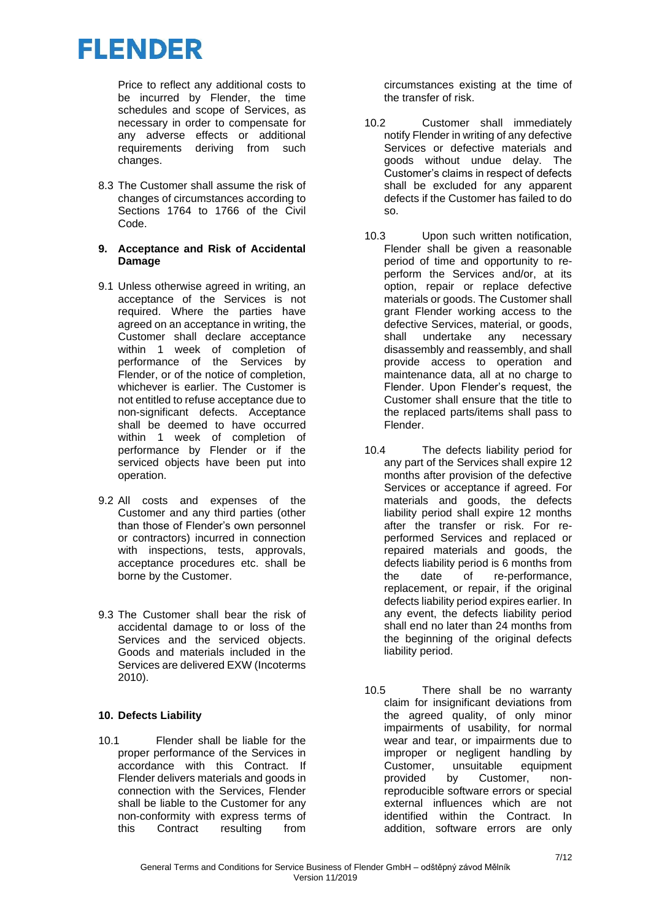Price to reflect any additional costs to be incurred by Flender, the time schedules and scope of Services, as necessary in order to compensate for any adverse effects or additional requirements deriving from such changes.

8.3 The Customer shall assume the risk of changes of circumstances according to Sections 1764 to 1766 of the Civil Code.

## 9. Acceptance and Risk of Accidental Damage

9.1 Unless otherwise agreed in writing, an acceptance of the Services is not required. Where the parties have agreed on an acceptance in writing, the Customer shall declare acceptance within 1 week of completion of performance of the Services by Flender, or of the notice of completion, whichever is earlier. The Customer is not entitled to refuse acceptance due to non-significant defects. Acceptance shall be deemed to have occurred within 1 week of completion of performance by Flender or if the serviced objects have been put into operation.

9.2 All costs and expenses of the Customer and any third parties (other than those of Flender's own personnel or contractors) incurred in connection with inspections, tests, approvals, acceptance procedures etc. shall be borne by the Customer.

9.3 The Customer shall bear the risk of accidental damage to or loss of the Services and the serviced objects. Goods and materials included in the Services are delivered EXW (Incoterms 2010).

## 10. Defects Liability

10.1 Flender shall be liable for the proper performance of the Services in accordance with this Contract. If Flender delivers materials and goods in connection with the Services, Flender shall be liable to the Customer for any non-conformity with express terms of this Contract resulting from circumstances existing at the time of the transfer of risk.

10.2 Customer shall immediately notify Flender in writing of any defective Services or defective materials and goods without undue delay. The Customer's claims in respect of defects shall be excluded for any apparent defects if the Customer has failed to do so.

10.3 Upon such written notification, Flender shall be given a reasonable period of time and opportunity to re-perform the Services and/or, at its option, repair or replace defective materials or goods. The Customer shall grant Flender working access to the defective Services, material, or goods, shall undertake any necessary disassembly and reassembly, and shall provide access to operation and maintenance data, all at no charge to Flender. Upon Flender's request, the Customer shall ensure that the title to the replaced parts/items shall pass to Flender.

10.4 The defects liability period for any part of the Services shall expire 12 months after provision of the defective Services or acceptance if agreed. For materials and goods, the defects liability period shall expire 12 months after the transfer or risk. For re-performed Services and replaced or repaired materials and goods, the defects liability period is 6 months from the date of re-performance, replacement, or repair, if the original defects liability period expires earlier. In any event, the defects liability period shall end no later than 24 months from the beginning of the original defects liability period.

10.5 There shall be no warranty claim for insignificant deviations from the agreed quality, of only minor impairments of usability, for normal wear and tear, or impairments due to improper or negligent handling by Customer, unsuitable equipment provided by Customer, non-reproducible software errors or special external influences which are not identified within the Contract. In addition, software errors are only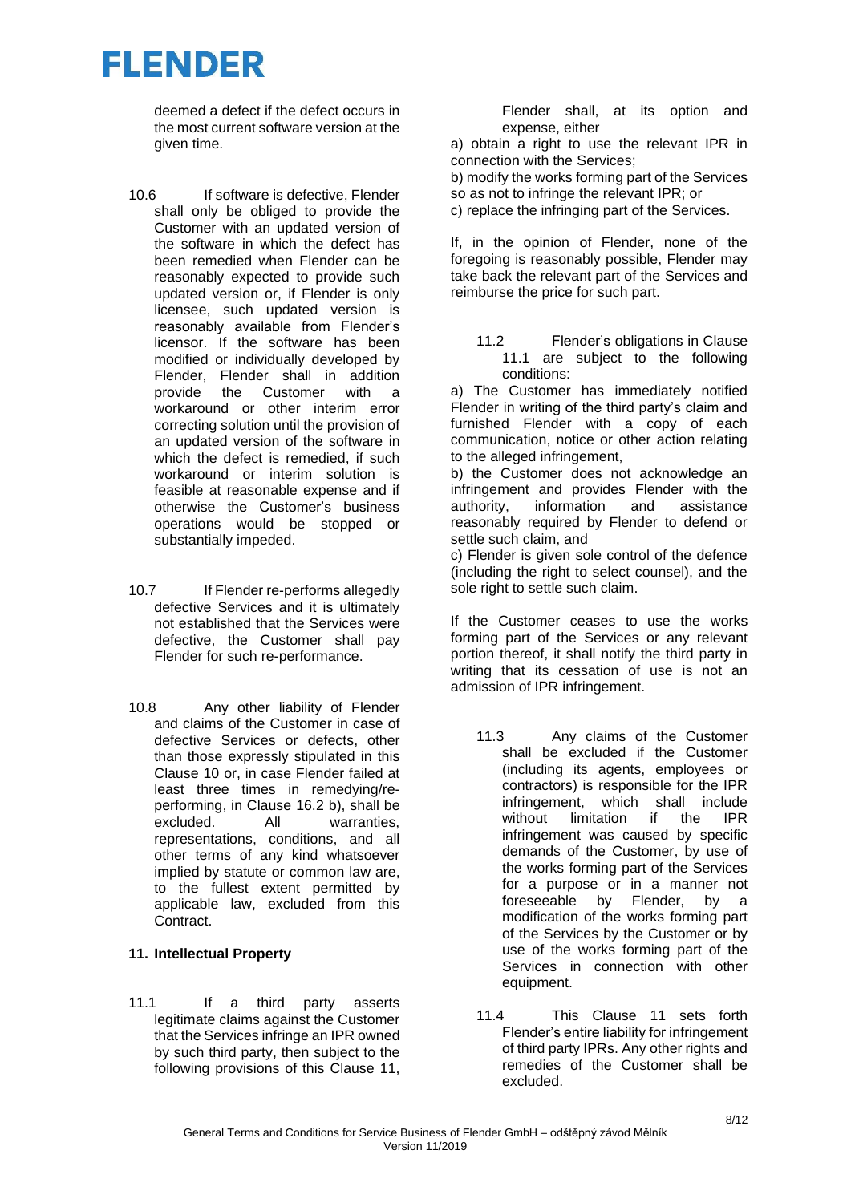deemed a defect if the defect occurs in the most current software version at the given time.

10.6 If software is defective, Flender shall only be obliged to provide the Customer with an updated version of the software in which the defect has been remedied when Flender can be reasonably expected to provide such updated version or, if Flender is only licensee, such updated version is reasonably available from Flender's licensor. If the software has been modified or individually developed by Flender, Flender shall in addition provide the Customer with a workaround or other interim error correcting solution until the provision of an updated version of the software in which the defect is remedied, if such workaround or interim solution is feasible at reasonable expense and if otherwise the Customer's business operations would be stopped or substantially impeded.

10.7 If Flender re-performs allegedly defective Services and it is ultimately not established that the Services were defective, the Customer shall pay Flender for such re-performance.

10.8 Any other liability of Flender and claims of the Customer in case of defective Services or defects, other than those expressly stipulated in this Clause 10 or, in case Flender failed at least three times in remedying/re-performing, in Clause 16.2 b), shall be excluded. All warranties, representations, conditions, and all other terms of any kind whatsoever implied by statute or common law are, to the fullest extent permitted by applicable law, excluded from this Contract.

**11. Intellectual Property**

11.1 If a third party asserts legitimate claims against the Customer that the Services infringe an IPR owned by such third party, then subject to the following provisions of this Clause 11, Flender shall, at its option and expense, either

a) obtain a right to use the relevant IPR in connection with the Services;

b) modify the works forming part of the Services so as not to infringe the relevant IPR; or

c) replace the infringing part of the Services.

If, in the opinion of Flender, none of the foregoing is reasonably possible, Flender may take back the relevant part of the Services and reimburse the price for such part.

11.2 Flender's obligations in Clause 11.1 are subject to the following conditions:

a) The Customer has immediately notified Flender in writing of the third party's claim and furnished Flender with a copy of each communication, notice or other action relating to the alleged infringement,

b) the Customer does not acknowledge an infringement and provides Flender with the authority, information and assistance reasonably required by Flender to defend or settle such claim, and

c) Flender is given sole control of the defence (including the right to select counsel), and the sole right to settle such claim.

If the Customer ceases to use the works forming part of the Services or any relevant portion thereof, it shall notify the third party in writing that its cessation of use is not an admission of IPR infringement.

11.3 Any claims of the Customer shall be excluded if the Customer (including its agents, employees or contractors) is responsible for the IPR infringement, which shall include without limitation if the IPR infringement was caused by specific demands of the Customer, by use of the works forming part of the Services for a purpose or in a manner not foreseeable by Flender, by a modification of the works forming part of the Services by the Customer or by use of the works forming part of the Services in connection with other equipment.

11.4 This Clause 11 sets forth Flender's entire liability for infringement of third party IPRs. Any other rights and remedies of the Customer shall be excluded.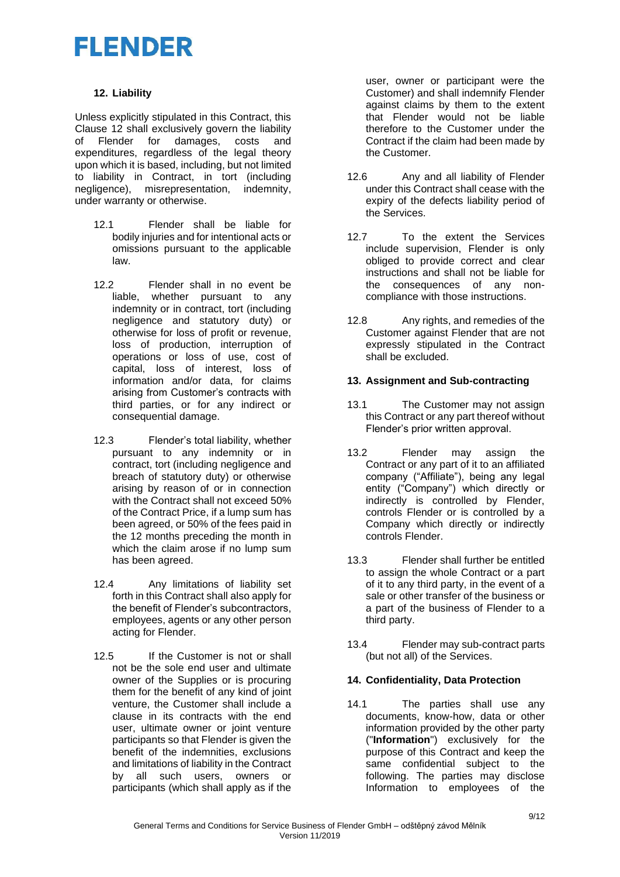## 12. Liability

Unless explicitly stipulated in this Contract, this Clause 12 shall exclusively govern the liability of Flender for damages, costs and expenditures, regardless of the legal theory upon which it is based, including, but not limited to liability in Contract, in tort (including negligence), misrepresentation, indemnity, under warranty or otherwise.

12.1 Flender shall be liable for bodily injuries and for intentional acts or omissions pursuant to the applicable law.

12.2 Flender shall in no event be liable, whether pursuant to any indemnity or in contract, tort (including negligence and statutory duty) or otherwise for loss of profit or revenue, loss of production, interruption of operations or loss of use, cost of capital, loss of interest, loss of information and/or data, for claims arising from Customer's contracts with third parties, or for any indirect or consequential damage.

12.3 Flender's total liability, whether pursuant to any indemnity or in contract, tort (including negligence and breach of statutory duty) or otherwise arising by reason of or in connection with the Contract shall not exceed 50% of the Contract Price, if a lump sum has been agreed, or 50% of the fees paid in the 12 months preceding the month in which the claim arose if no lump sum has been agreed.

12.4 Any limitations of liability set forth in this Contract shall also apply for the benefit of Flender's subcontractors, employees, agents or any other person acting for Flender.

12.5 If the Customer is not or shall not be the sole end user and ultimate owner of the Supplies or is procuring them for the benefit of any kind of joint venture, the Customer shall include a clause in its contracts with the end user, ultimate owner or joint venture participants so that Flender is given the benefit of the indemnities, exclusions and limitations of liability in the Contract by all such users, owners or participants (which shall apply as if the user, owner or participant were the Customer) and shall indemnify Flender against claims by them to the extent that Flender would not be liable therefore to the Customer under the Contract if the claim had been made by the Customer.

12.6 Any and all liability of Flender under this Contract shall cease with the expiry of the defects liability period of the Services.

12.7 To the extent the Services include supervision, Flender is only obliged to provide correct and clear instructions and shall not be liable for the consequences of any non-compliance with those instructions.

12.8 Any rights, and remedies of the Customer against Flender that are not expressly stipulated in the Contract shall be excluded.

## 13. Assignment and Sub-contracting

13.1 The Customer may not assign this Contract or any part thereof without Flender's prior written approval.

13.2 Flender may assign the Contract or any part of it to an affiliated company ("Affiliate"), being any legal entity ("Company") which directly or indirectly is controlled by Flender, controls Flender or is controlled by a Company which directly or indirectly controls Flender.

13.3 Flender shall further be entitled to assign the whole Contract or a part of it to any third party, in the event of a sale or other transfer of the business or a part of the business of Flender to a third party.

13.4 Flender may sub-contract parts (but not all) of the Services.

## 14. Confidentiality, Data Protection

14.1 The parties shall use any documents, know-how, data or other information provided by the other party ("**Information**") exclusively for the purpose of this Contract and keep the same confidential subject to the following. The parties may disclose Information to employees of the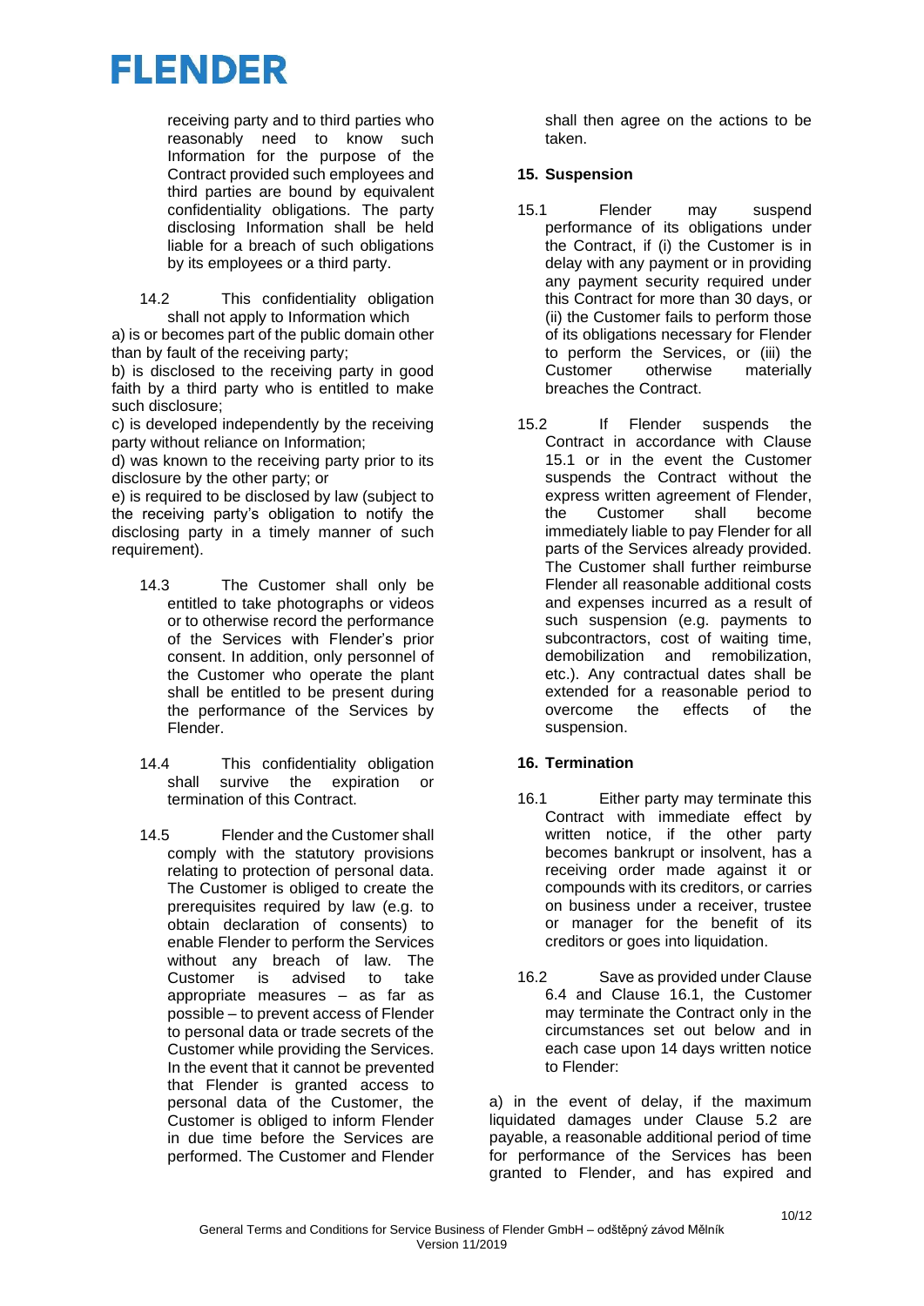receiving party and to third parties who reasonably need to know such Information for the purpose of the Contract provided such employees and third parties are bound by equivalent confidentiality obligations. The party disclosing Information shall be held liable for a breach of such obligations by its employees or a third party.

14.2 This confidentiality obligation shall not apply to Information which

a) is or becomes part of the public domain other than by fault of the receiving party;

b) is disclosed to the receiving party in good faith by a third party who is entitled to make such disclosure;

c) is developed independently by the receiving party without reliance on Information;

d) was known to the receiving party prior to its disclosure by the other party; or

e) is required to be disclosed by law (subject to the receiving party's obligation to notify the disclosing party in a timely manner of such requirement).

14.3 The Customer shall only be entitled to take photographs or videos or to otherwise record the performance of the Services with Flender's prior consent. In addition, only personnel of the Customer who operate the plant shall be entitled to be present during the performance of the Services by Flender.

14.4 This confidentiality obligation shall survive the expiration or termination of this Contract.

14.5 Flender and the Customer shall comply with the statutory provisions relating to protection of personal data. The Customer is obliged to create the prerequisites required by law (e.g. to obtain declaration of consents) to enable Flender to perform the Services without any breach of law. The Customer is advised to take appropriate measures – as far as possible – to prevent access of Flender to personal data or trade secrets of the Customer while providing the Services. In the event that it cannot be prevented that Flender is granted access to personal data of the Customer, the Customer is obliged to inform Flender in due time before the Services are performed. The Customer and Flender shall then agree on the actions to be taken.

## 15. Suspension

15.1 Flender may suspend performance of its obligations under the Contract, if (i) the Customer is in delay with any payment or in providing any payment security required under this Contract for more than 30 days, or (ii) the Customer fails to perform those of its obligations necessary for Flender to perform the Services, or (iii) the Customer otherwise materially breaches the Contract.

15.2 If Flender suspends the Contract in accordance with Clause 15.1 or in the event the Customer suspends the Contract without the express written agreement of Flender, the Customer shall become immediately liable to pay Flender for all parts of the Services already provided. The Customer shall further reimburse Flender all reasonable additional costs and expenses incurred as a result of such suspension (e.g. payments to subcontractors, cost of waiting time, demobilization and remobilization, etc.). Any contractual dates shall be extended for a reasonable period to overcome the effects of the suspension.

## 16. Termination

16.1 Either party may terminate this Contract with immediate effect by written notice, if the other party becomes bankrupt or insolvent, has a receiving order made against it or compounds with its creditors, or carries on business under a receiver, trustee or manager for the benefit of its creditors or goes into liquidation.

16.2 Save as provided under Clause 6.4 and Clause 16.1, the Customer may terminate the Contract only in the circumstances set out below and in each case upon 14 days written notice to Flender:

a) in the event of delay, if the maximum liquidated damages under Clause 5.2 are payable, a reasonable additional period of time for performance of the Services has been granted to Flender, and has expired and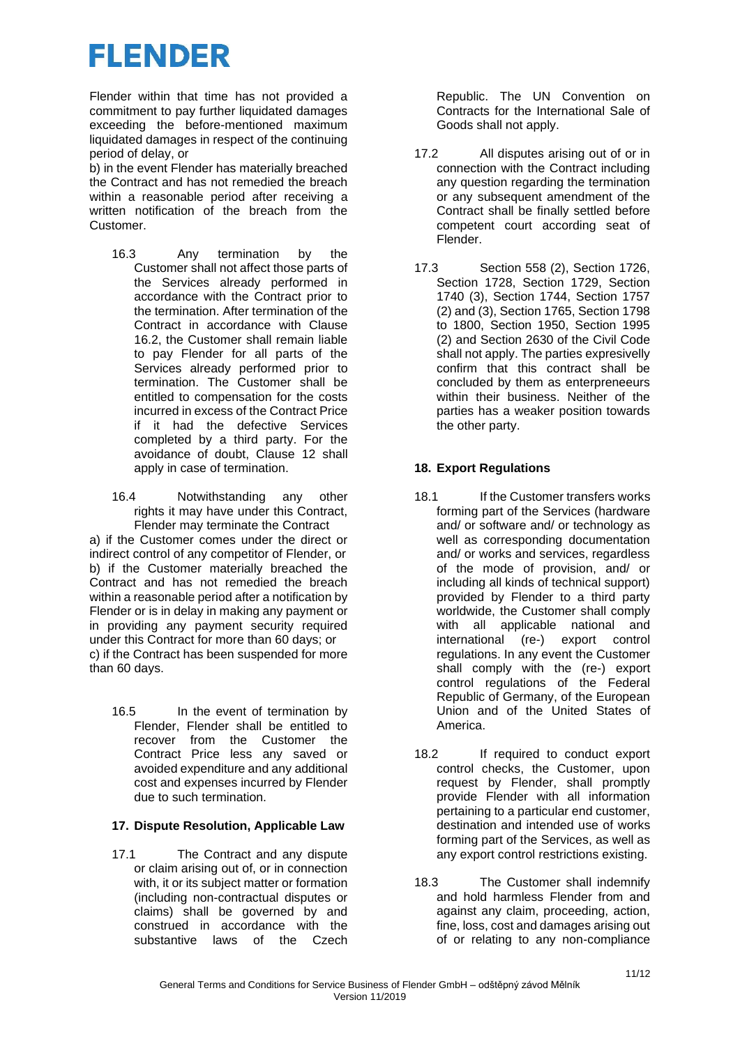Flender within that time has not provided a commitment to pay further liquidated damages exceeding the before-mentioned maximum liquidated damages in respect of the continuing period of delay, or

b) in the event Flender has materially breached the Contract and has not remedied the breach within a reasonable period after receiving a written notification of the breach from the Customer.

16.3 Any termination by the Customer shall not affect those parts of the Services already performed in accordance with the Contract prior to the termination. After termination of the Contract in accordance with Clause 16.2, the Customer shall remain liable to pay Flender for all parts of the Services already performed prior to termination. The Customer shall be entitled to compensation for the costs incurred in excess of the Contract Price if it had the defective Services completed by a third party. For the avoidance of doubt, Clause 12 shall apply in case of termination.

16.4 Notwithstanding any other rights it may have under this Contract, Flender may terminate the Contract

a) if the Customer comes under the direct or indirect control of any competitor of Flender, or

b) if the Customer materially breached the Contract and has not remedied the breach within a reasonable period after a notification by Flender or is in delay in making any payment or in providing any payment security required under this Contract for more than 60 days; or

c) if the Contract has been suspended for more than 60 days.

16.5 In the event of termination by Flender, Flender shall be entitled to recover from the Customer the Contract Price less any saved or avoided expenditure and any additional cost and expenses incurred by Flender due to such termination.

## 17. Dispute Resolution, Applicable Law

17.1 The Contract and any dispute or claim arising out of, or in connection with, it or its subject matter or formation (including non-contractual disputes or claims) shall be governed by and construed in accordance with the substantive laws of the Czech Republic. The UN Convention on Contracts for the International Sale of Goods shall not apply.

17.2 All disputes arising out of or in connection with the Contract including any question regarding the termination or any subsequent amendment of the Contract shall be finally settled before competent court according seat of Flender.

17.3 Section 558 (2), Section 1726, Section 1728, Section 1729, Section 1740 (3), Section 1744, Section 1757 (2) and (3), Section 1765, Section 1798 to 1800, Section 1950, Section 1995 (2) and Section 2630 of the Civil Code shall not apply. The parties expresivelly confirm that this contract shall be concluded by them as enterpreneeurs within their business. Neither of the parties has a weaker position towards the other party.

## 18. Export Regulations

18.1 If the Customer transfers works forming part of the Services (hardware and/ or software and/ or technology as well as corresponding documentation and/ or works and services, regardless of the mode of provision, and/ or including all kinds of technical support) provided by Flender to a third party worldwide, the Customer shall comply with all applicable national and international (re-) export control regulations. In any event the Customer shall comply with the (re-) export control regulations of the Federal Republic of Germany, of the European Union and of the United States of America.

18.2 If required to conduct export control checks, the Customer, upon request by Flender, shall promptly provide Flender with all information pertaining to a particular end customer, destination and intended use of works forming part of the Services, as well as any export control restrictions existing.

18.3 The Customer shall indemnify and hold harmless Flender from and against any claim, proceeding, action, fine, loss, cost and damages arising out of or relating to any non-compliance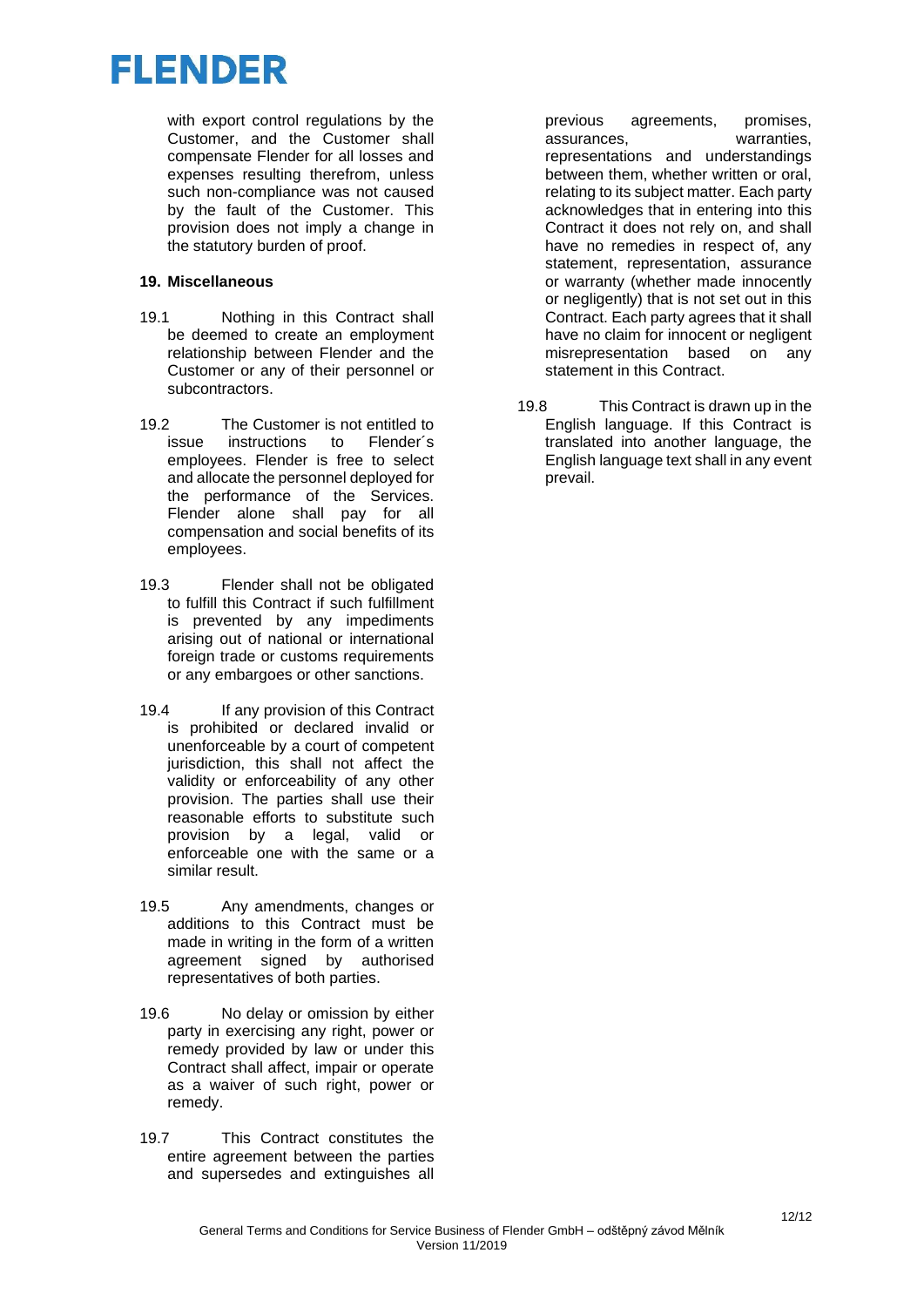with export control regulations by the Customer, and the Customer shall compensate Flender for all losses and expenses resulting therefrom, unless such non-compliance was not caused by the fault of the Customer. This provision does not imply a change in the statutory burden of proof.

**19. Miscellaneous**

19.1 Nothing in this Contract shall be deemed to create an employment relationship between Flender and the Customer or any of their personnel or subcontractors.

19.2 The Customer is not entitled to issue instructions to Flender´s employees. Flender is free to select and allocate the personnel deployed for the performance of the Services. Flender alone shall pay for all compensation and social benefits of its employees.

19.3 Flender shall not be obligated to fulfill this Contract if such fulfillment is prevented by any impediments arising out of national or international foreign trade or customs requirements or any embargoes or other sanctions.

19.4 If any provision of this Contract is prohibited or declared invalid or unenforceable by a court of competent jurisdiction, this shall not affect the validity or enforceability of any other provision. The parties shall use their reasonable efforts to substitute such provision by a legal, valid or enforceable one with the same or a similar result.

19.5 Any amendments, changes or additions to this Contract must be made in writing in the form of a written agreement signed by authorised representatives of both parties.

19.6 No delay or omission by either party in exercising any right, power or remedy provided by law or under this Contract shall affect, impair or operate as a waiver of such right, power or remedy.

19.7 This Contract constitutes the entire agreement between the parties and supersedes and extinguishes all previous agreements, promises, assurances, warranties, representations and understandings between them, whether written or oral, relating to its subject matter. Each party acknowledges that in entering into this Contract it does not rely on, and shall have no remedies in respect of, any statement, representation, assurance or warranty (whether made innocently or negligently) that is not set out in this Contract. Each party agrees that it shall have no claim for innocent or negligent misrepresentation based on any statement in this Contract.

19.8 This Contract is drawn up in the English language. If this Contract is translated into another language, the English language text shall in any event prevail.